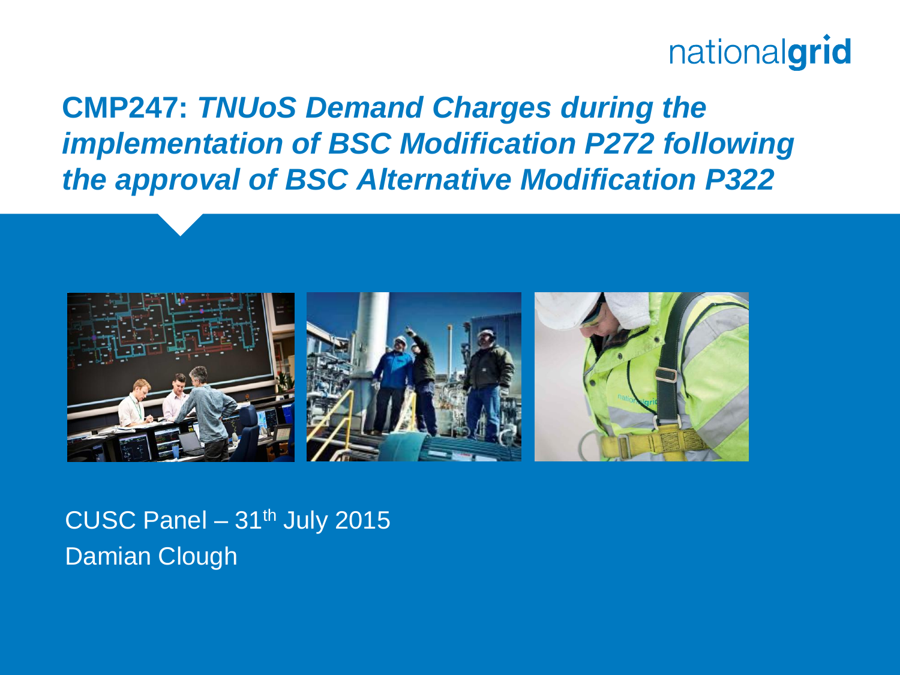# CMP247: *TNUoS Demand Charges during the implementation of BSC Modification P272 following the approval of BSC Alternative Modification P322*

CUSC Panel – 31th July 2015

Damian Clough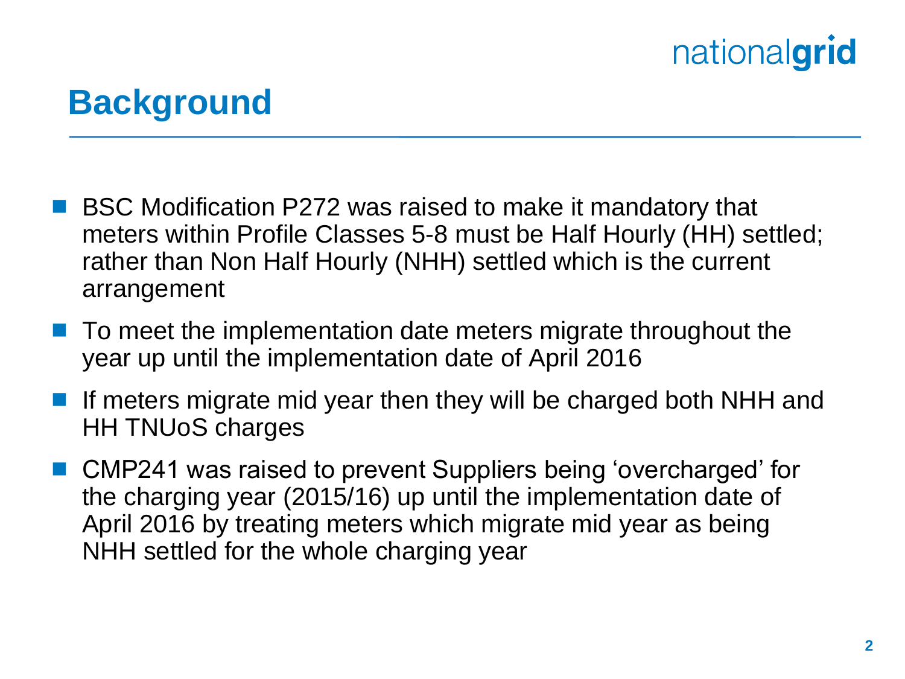# Background

- BSC Modification P272 was raised to make it mandatory that meters within Profile Classes 5-8 must be Half Hourly (HH) settled; rather than Non Half Hourly (NHH) settled which is the current arrangement
- To meet the implementation date meters migrate throughout the year up until the implementation date of April 2016
- If meters migrate mid year then they will be charged both NHH and HH TNUoS charges
- CMP241 was raised to prevent Suppliers being 'overcharged' for the charging year (2015/16) up until the implementation date of April 2016 by treating meters which migrate mid year as being NHH settled for the whole charging year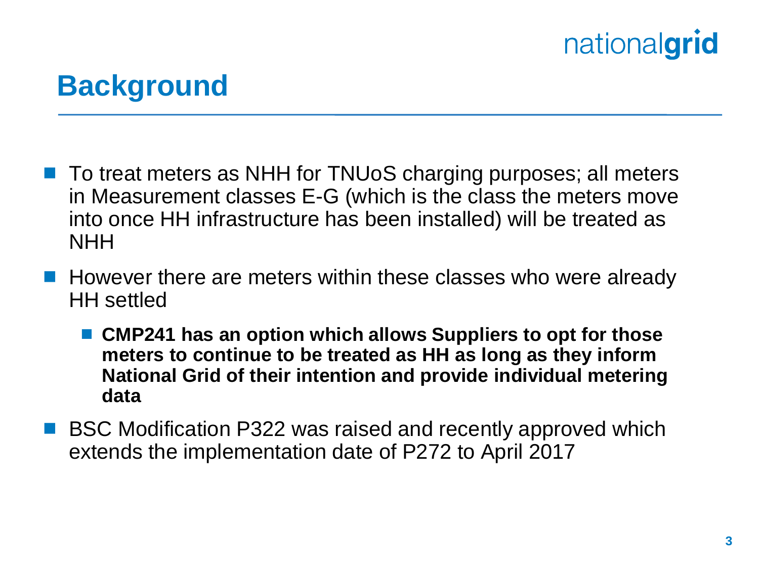# Background

- To treat meters as NHH for TNUoS charging purposes; all meters in Measurement classes E-G (which is the class the meters move into once HH infrastructure has been installed) will be treated as NHH
- However there are meters within these classes who were already HH settled
  - **CMP241 has an option which allows Suppliers to opt for those meters to continue to be treated as HH as long as they inform National Grid of their intention and provide individual metering data**
- BSC Modification P322 was raised and recently approved which extends the implementation date of P272 to April 2017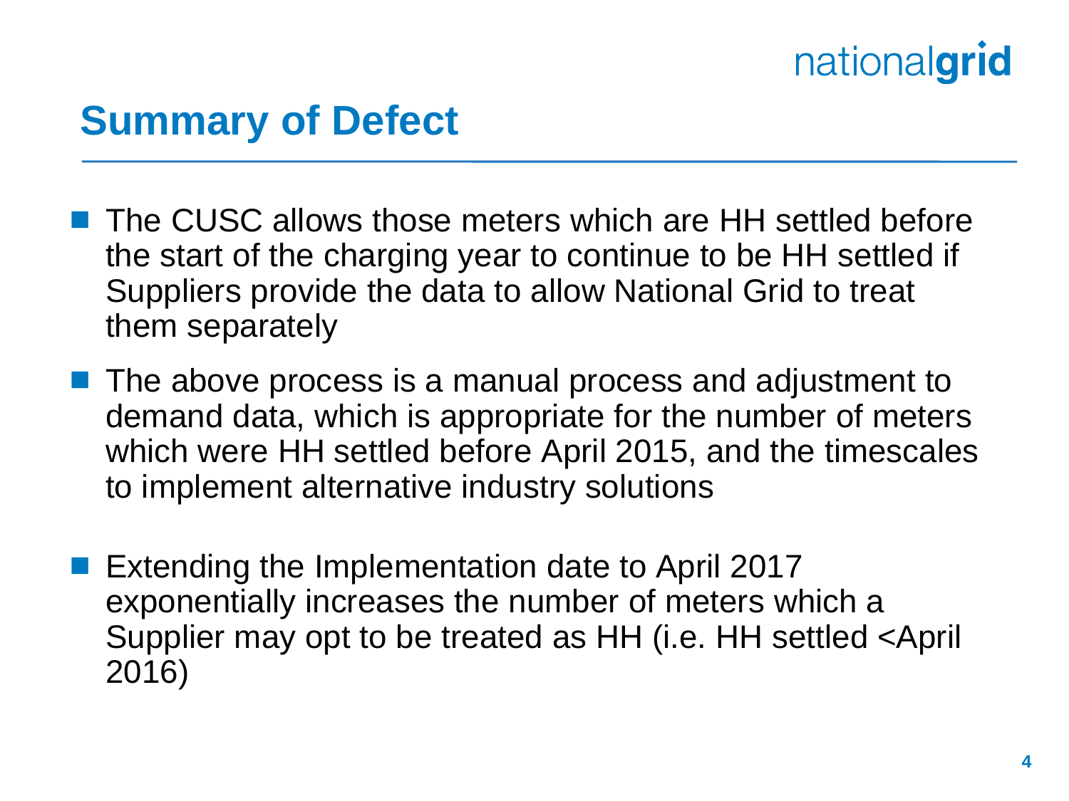## Summary of Defect

- The CUSC allows those meters which are HH settled before the start of the charging year to continue to be HH settled if Suppliers provide the data to allow National Grid to treat them separately
- The above process is a manual process and adjustment to demand data, which is appropriate for the number of meters which were HH settled before April 2015, and the timescales to implement alternative industry solutions
- Extending the Implementation date to April 2017 exponentially increases the number of meters which a Supplier may opt to be treated as HH (i.e. HH settled <April 2016)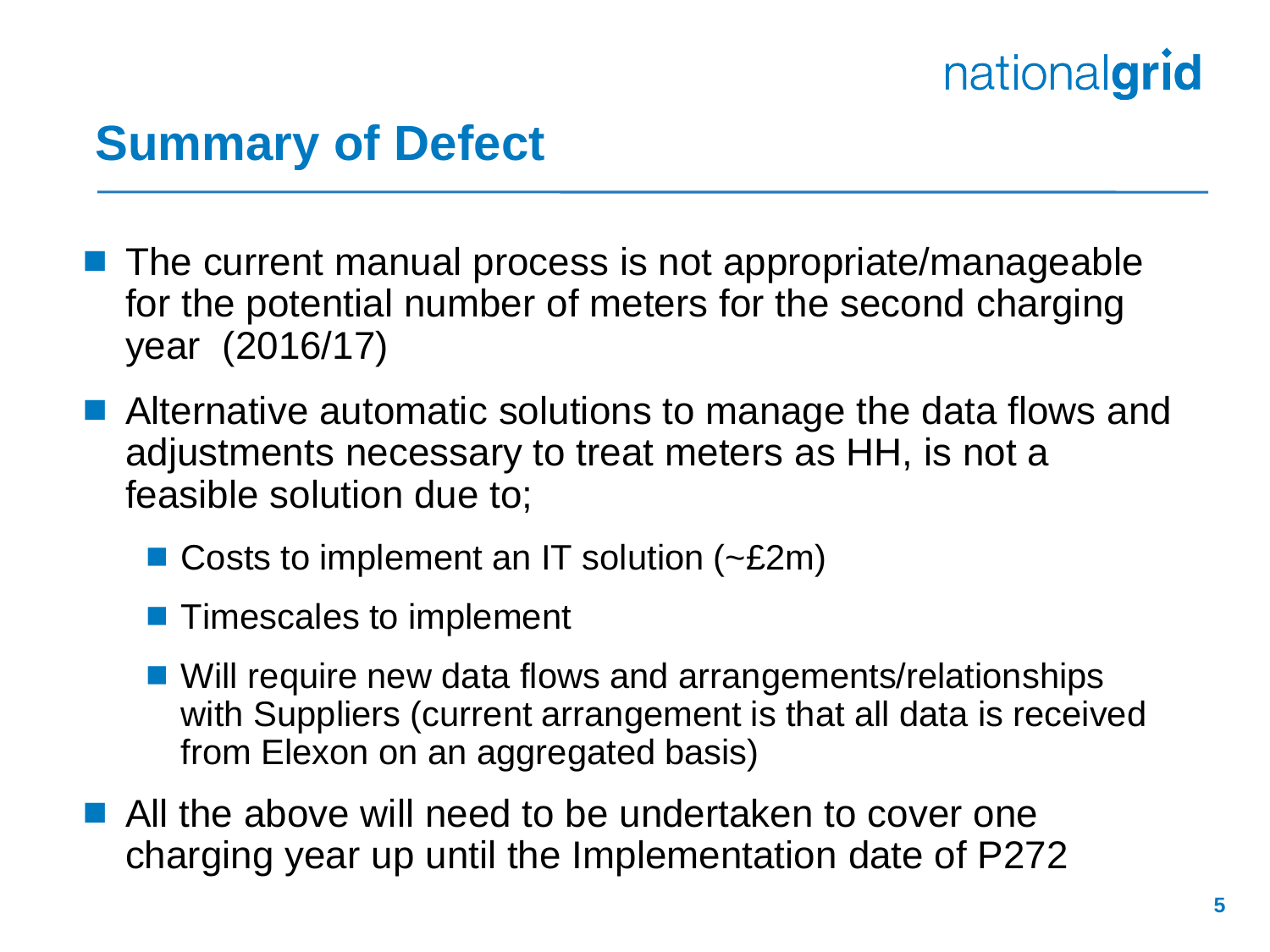# Summary of Defect

- The current manual process is not appropriate/manageable for the potential number of meters for the second charging year (2016/17)
- Alternative automatic solutions to manage the data flows and adjustments necessary to treat meters as HH, is not a feasible solution due to;
  - Costs to implement an IT solution (~£2m)
  - Timescales to implement
  - Will require new data flows and arrangements/relationships with Suppliers (current arrangement is that all data is received from Elexon on an aggregated basis)
- All the above will need to be undertaken to cover one charging year up until the Implementation date of P272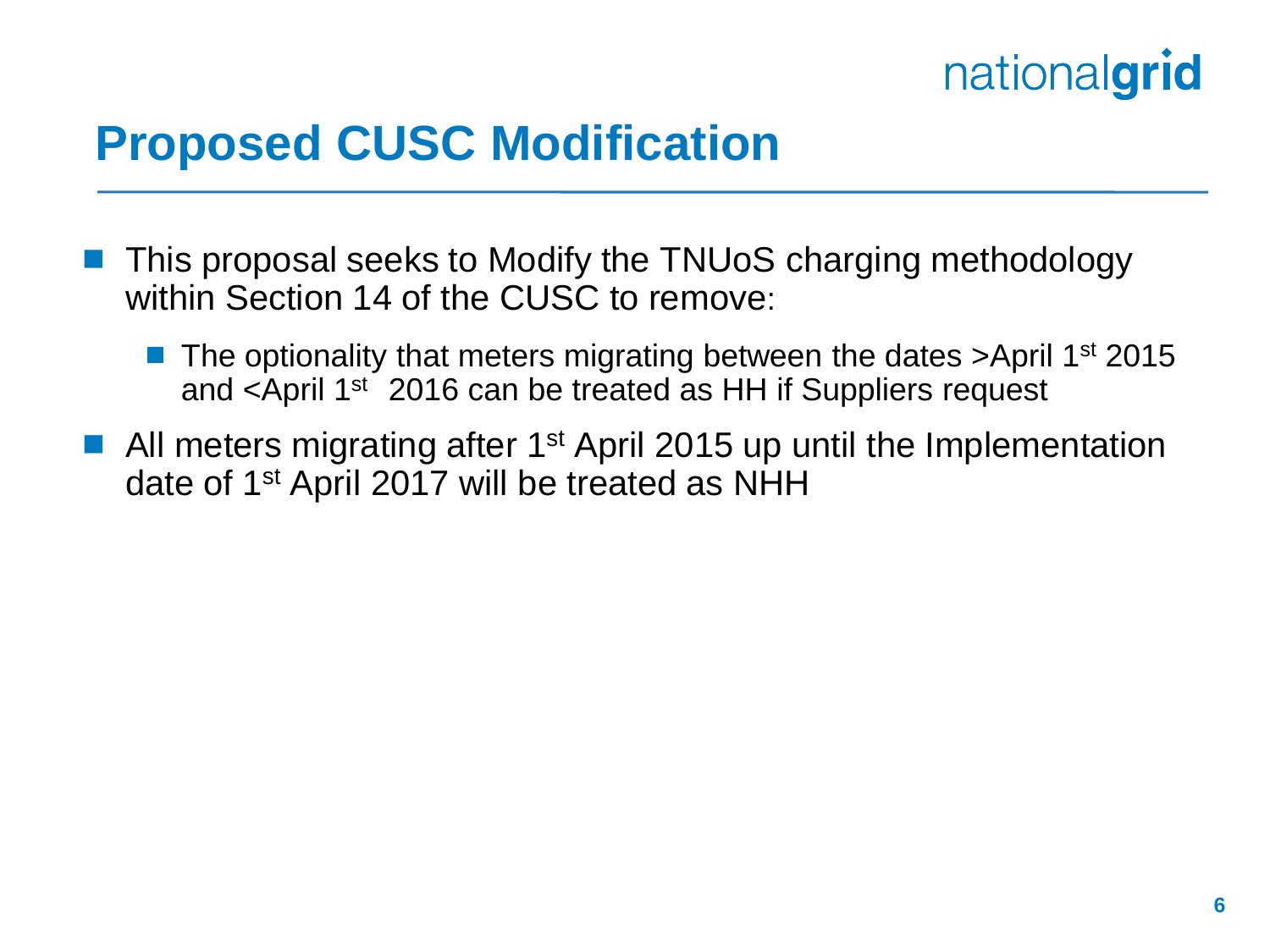# Proposed CUSC Modification

- This proposal seeks to Modify the TNUoS charging methodology within Section 14 of the CUSC to remove:
  - The optionality that meters migrating between the dates >April 1st 2015 and <April 1st 2016 can be treated as HH if Suppliers request
- All meters migrating after 1st April 2015 up until the Implementation date of 1st April 2017 will be treated as NHH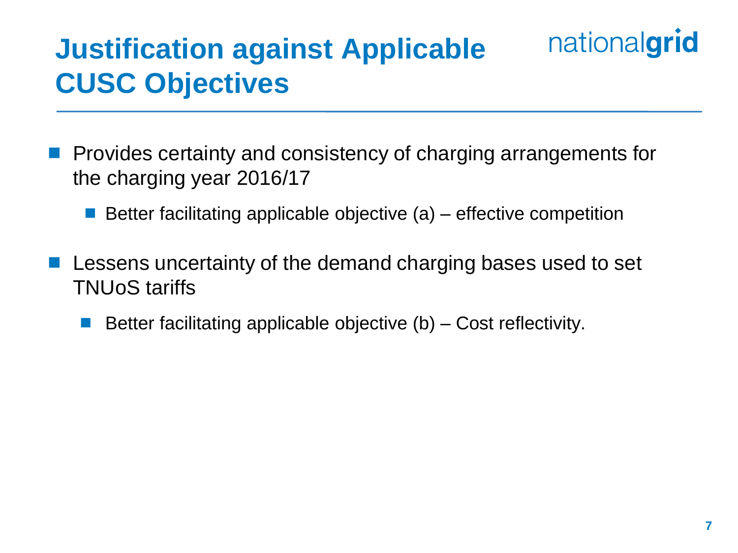# Justification against Applicable CUSC Objectives

- Provides certainty and consistency of charging arrangements for the charging year 2016/17
  - Better facilitating applicable objective (a) – effective competition
- Lessens uncertainty of the demand charging bases used to set TNUoS tariffs
  - Better facilitating applicable objective (b) – Cost reflectivity.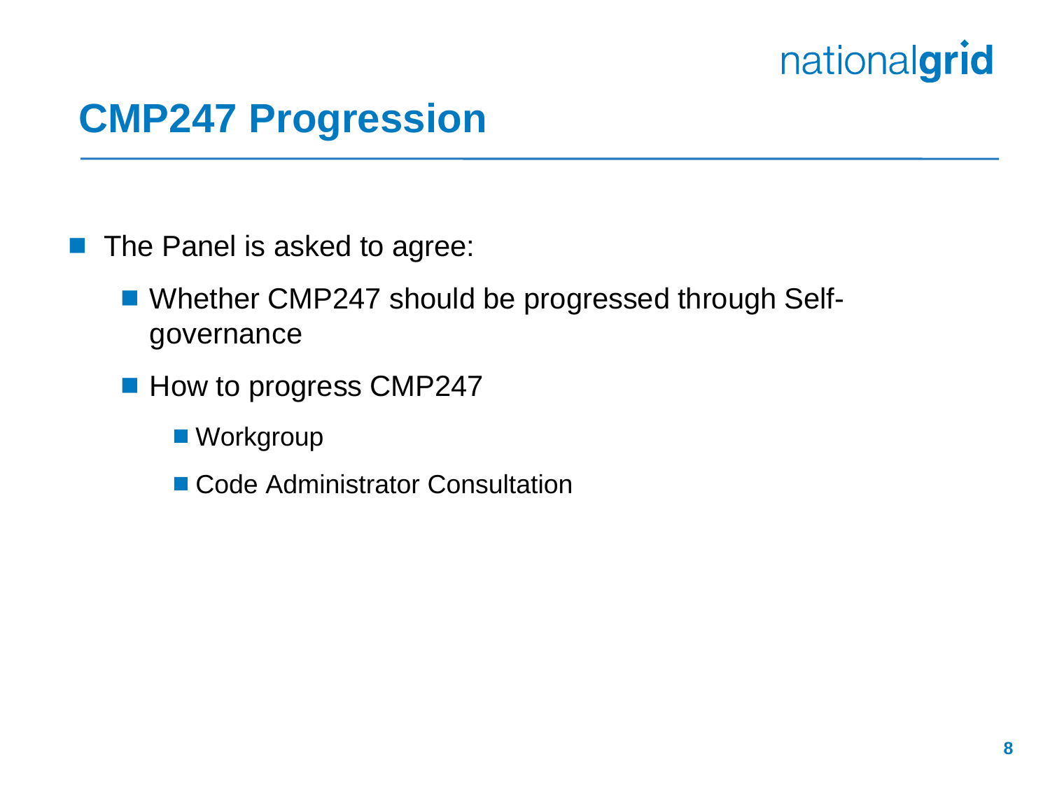# CMP247 Progression

- The Panel is asked to agree:
  - Whether CMP247 should be progressed through Self-governance
  - How to progress CMP247
    - Workgroup
    - Code Administrator Consultation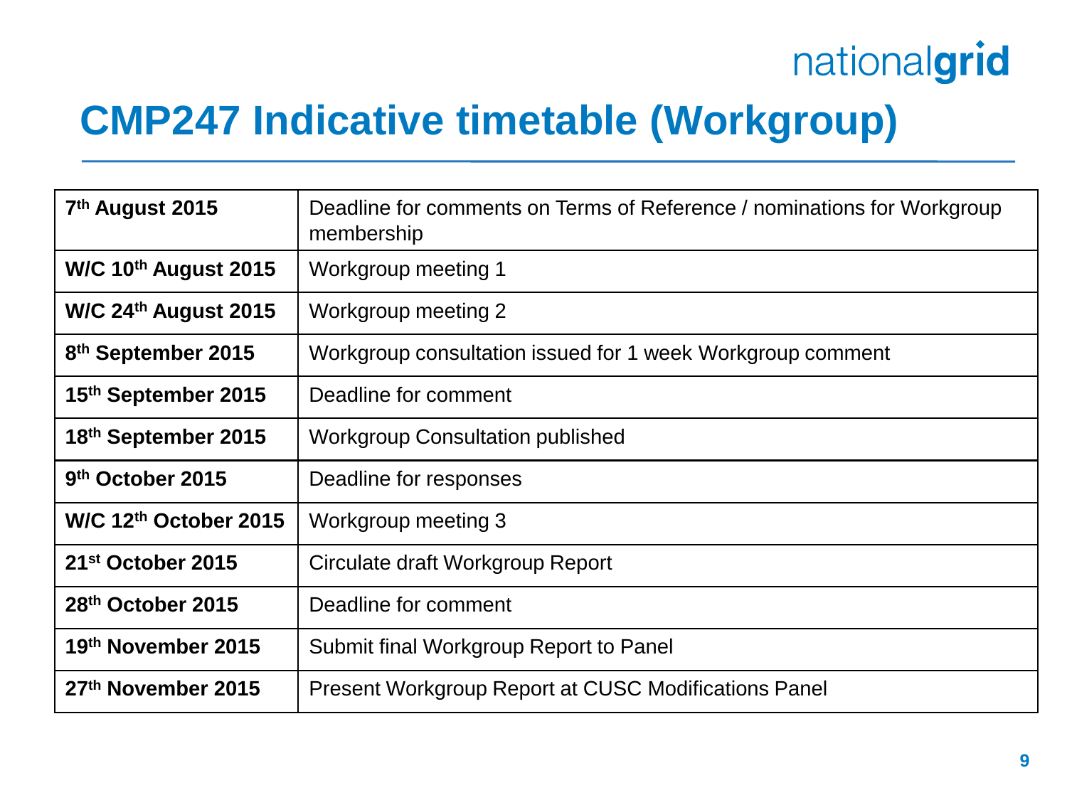# CMP247 Indicative timetable (Workgroup)

| | |
|---|---|
| **7th August 2015** | Deadline for comments on Terms of Reference / nominations for Workgroup membership |
| **W/C 10th August 2015** | Workgroup meeting 1 |
| **W/C 24th August 2015** | Workgroup meeting 2 |
| **8th September 2015** | Workgroup consultation issued for 1 week Workgroup comment |
| **15th September 2015** | Deadline for comment |
| **18th September 2015** | Workgroup Consultation published |
| **9th October 2015** | Deadline for responses |
| **W/C 12th October 2015** | Workgroup meeting 3 |
| **21st October 2015** | Circulate draft Workgroup Report |
| **28th October 2015** | Deadline for comment |
| **19th November 2015** | Submit final Workgroup Report to Panel |
| **27th November 2015** | Present Workgroup Report at CUSC Modifications Panel |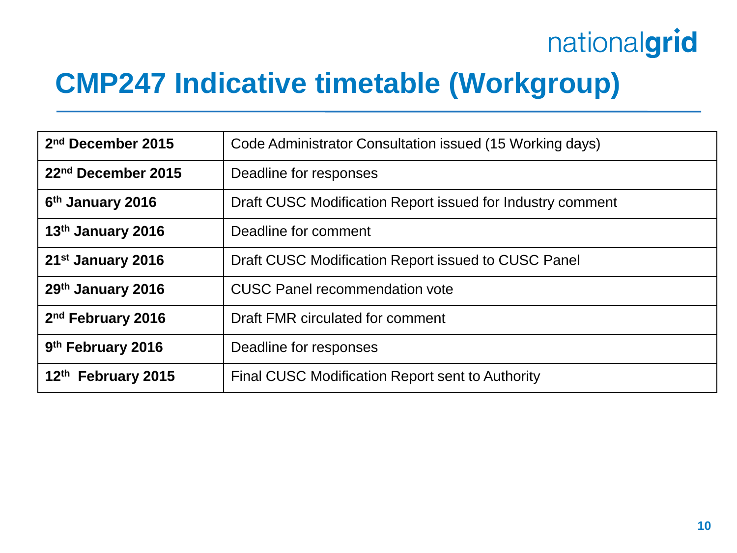# CMP247 Indicative timetable (Workgroup)

| | |
|---|---|
| **2nd December 2015** | Code Administrator Consultation issued (15 Working days) |
| **22nd December 2015** | Deadline for responses |
| **6th January 2016** | Draft CUSC Modification Report issued for Industry comment |
| **13th January 2016** | Deadline for comment |
| **21st January 2016** | Draft CUSC Modification Report issued to CUSC Panel |
| **29th January 2016** | CUSC Panel recommendation vote |
| **2nd February 2016** | Draft FMR circulated for comment |
| **9th February 2016** | Deadline for responses |
| **12th February 2015** | Final CUSC Modification Report sent to Authority |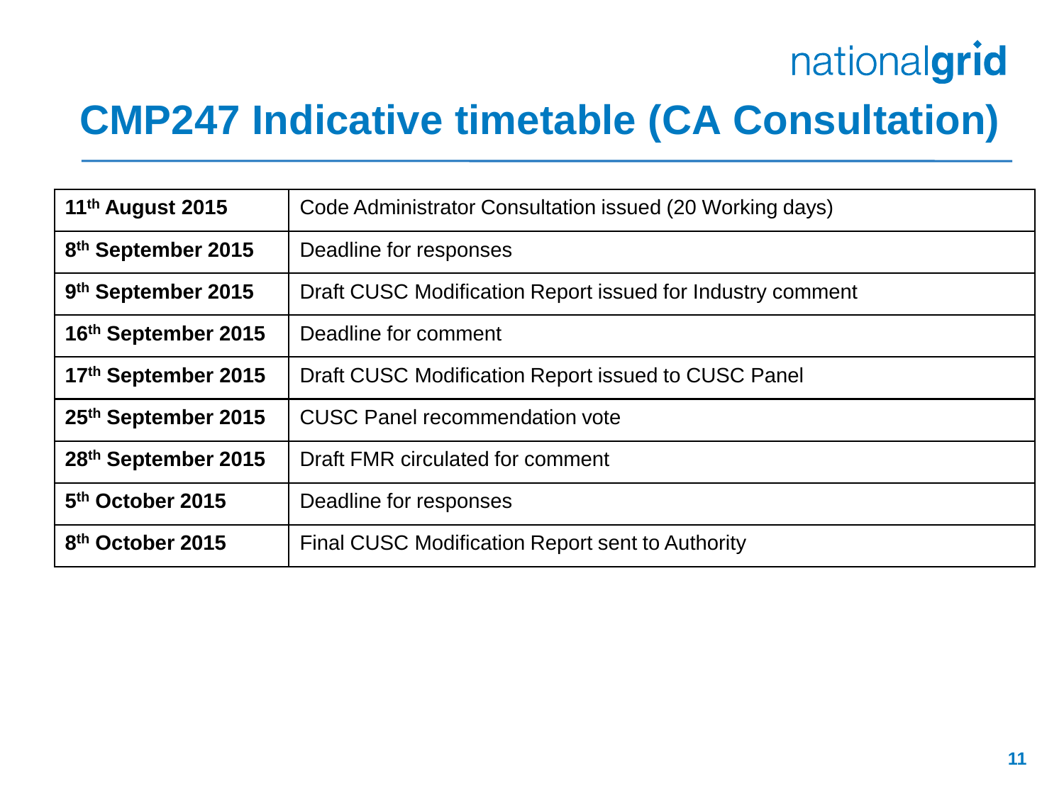# CMP247 Indicative timetable (CA Consultation)

| | |
|---|---|
| **11th August 2015** | Code Administrator Consultation issued (20 Working days) |
| **8th September 2015** | Deadline for responses |
| **9th September 2015** | Draft CUSC Modification Report issued for Industry comment |
| **16th September 2015** | Deadline for comment |
| **17th September 2015** | Draft CUSC Modification Report issued to CUSC Panel |
| **25th September 2015** | CUSC Panel recommendation vote |
| **28th September 2015** | Draft FMR circulated for comment |
| **5th October 2015** | Deadline for responses |
| **8th October 2015** | Final CUSC Modification Report sent to Authority |